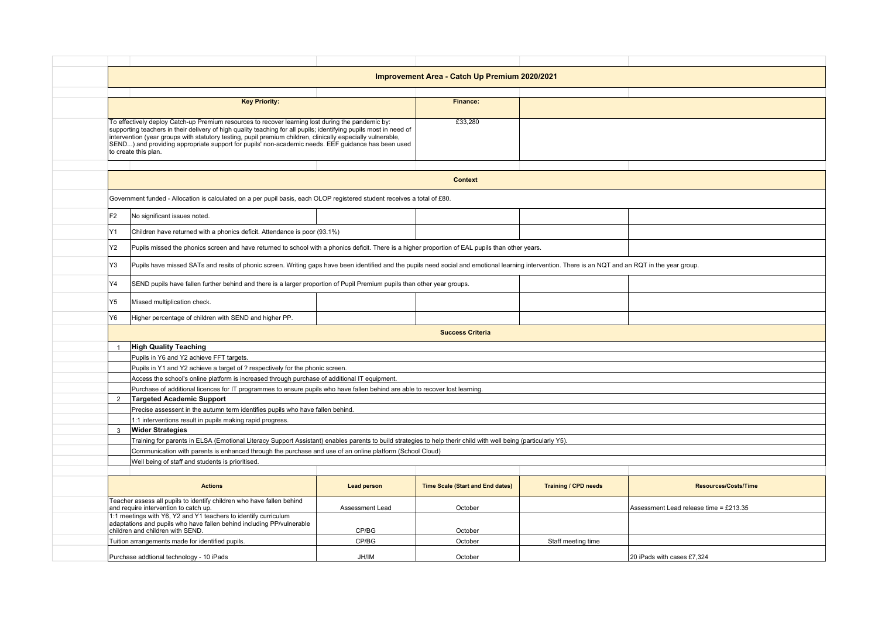# Improvement Area - Catch Up Premium 2020/2021

| Key Priority: | Finance: |
|---|---|
| To effectively deploy Catch-up Premium resources to recover learning lost during the pandemic by: supporting teachers in their delivery of high quality teaching for all pupils; identifying pupils most in need of intervention (year groups with statutory testing, pupil premium children, clinically especially vulnerable, SEND...) and providing appropriate support for pupils' non-academic needs. EEF guidance has been used to create this plan. | £33,280 |

## Context

Government funded - Allocation is calculated on a per pupil basis, each OLOP registered student receives a total of £80.

| | |
|---|---|
| F2 | No significant issues noted. |
| Y1 | Children have returned with a phonics deficit. Attendance is poor (93.1%) |
| Y2 | Pupils missed the phonics screen and have returned to school with a phonics deficit. There is a higher proportion of EAL pupils than other years. |
| Y3 | Pupils have missed SATs and resits of phonic screen. Writing gaps have been identified and the pupils need social and emotional learning intervention. There is an NQT and an RQT in the year group. |
| Y4 | SEND pupils have fallen further behind and there is a larger proportion of Pupil Premium pupils than other year groups. |
| Y5 | Missed multiplication check. |
| Y6 | Higher percentage of children with SEND and higher PP. |

## Success Criteria

1. **High Quality Teaching**
   - Pupils in Y6 and Y2 achieve FFT targets.
   - Pupils in Y1 and Y2 achieve a target of ? respectively for the phonic screen.
   - Access the school's online platform is increased through purchase of additional IT equipment.
   - Purchase of additional licences for IT programmes to ensure pupils who have fallen behind are able to recover lost learning.
2. **Targeted Academic Support**
   - Precise assessent in the autumn term identifies pupils who have fallen behind.
   - 1:1 interventions result in pupils making rapid progress.
3. **Wider Strategies**
   - Training for parents in ELSA (Emotional Literacy Support Assistant) enables parents to build strategies to help therir child with well being (particularly Y5).
   - Communication with parents is enhanced through the purchase and use of an online platform (School Cloud)
   - Well being of staff and students is prioritised.

| Actions | Lead person | Time Scale (Start and End dates) | Training / CPD needs | Resources/Costs/Time |
|---|---|---|---|---|
| Teacher assess all pupils to identify children who have fallen behind and require intervention to catch up. | Assessment Lead | October | | Assessment Lead release time = £213.35 |
| 1:1 meetings with Y6, Y2 and Y1 teachers to identify curriculum adaptations and pupils who have fallen behind including PP/vulnerable children and children with SEND. | CP/BG | October | | |
| Tuition arrangements made for identified pupils. | CP/BG | October | Staff meeting time | |
| Purchase addtional technology - 10 iPads | JH/IM | October | | 20 iPads with cases £7,324 |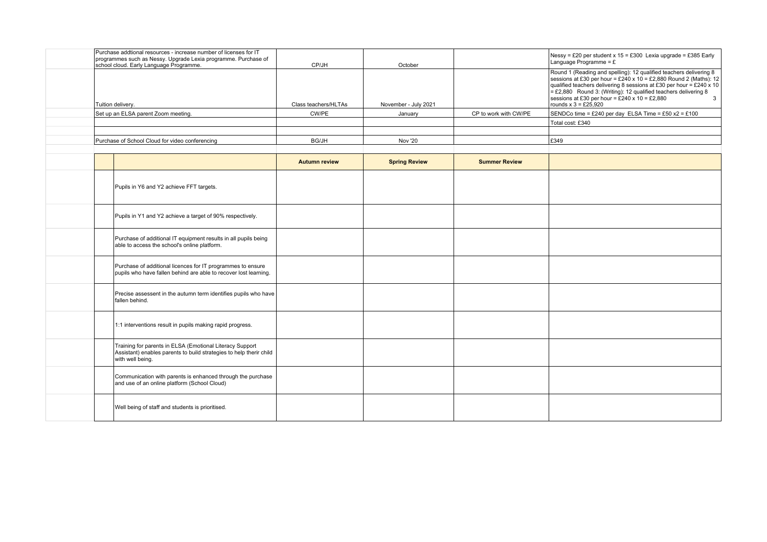| | | | | |
|---|---|---|---|---|
| Purchase addtional resources - increase number of licenses for IT programmes such as Nessy. Upgrade Lexia programme. Purchase of school cloud. Early Language Programme. | CP/JH | October | | Nessy = £20 per student x 15 = £300 Lexia upgrade = £385 Early Language Programme = £ |
| Tuition delivery. | Class teachers/HLTAs | November - July 2021 | | Round 1 (Reading and spelling): 12 qualified teachers delivering 8 sessions at £30 per hour = £240 x 10 = £2,880 Round 2 (Maths): 12 qualified teachers delivering 8 sessions at £30 per hour = £240 x 10 = £2,880 Round 3: (Writing): 12 qualified teachers delivering 8 sessions at £30 per hour = £240 x 10 = £2,880 3 rounds x 3 = £25,920 |
| Set up an ELSA parent Zoom meeting. | CW/PE | January | CP to work with CW/PE | SENDCo time = £240 per day ELSA Time = £50 x2 = £100 |
| | | | | Total cost: £340 |
| | | | | |
| Purchase of School Cloud for video conferencing | BG/JH | Nov '20 | | £349 |

| | Autumn review | Spring Review | Summer Review | |
|---|---|---|---|---|
| Pupils in Y6 and Y2 achieve FFT targets. | | | | |
| Pupils in Y1 and Y2 achieve a target of 90% respectively. | | | | |
| Purchase of additional IT equipment results in all pupils being able to access the school's online platform. | | | | |
| Purchase of additional licences for IT programmes to ensure pupils who have fallen behind are able to recover lost learning. | | | | |
| Precise assessent in the autumn term identifies pupils who have fallen behind. | | | | |
| 1:1 interventions result in pupils making rapid progress. | | | | |
| Training for parents in ELSA (Emotional Literacy Support Assistant) enables parents to build strategies to help therir child with well being. | | | | |
| Communication with parents is enhanced through the purchase and use of an online platform (School Cloud) | | | | |
| Well being of staff and students is prioritised. | | | | |